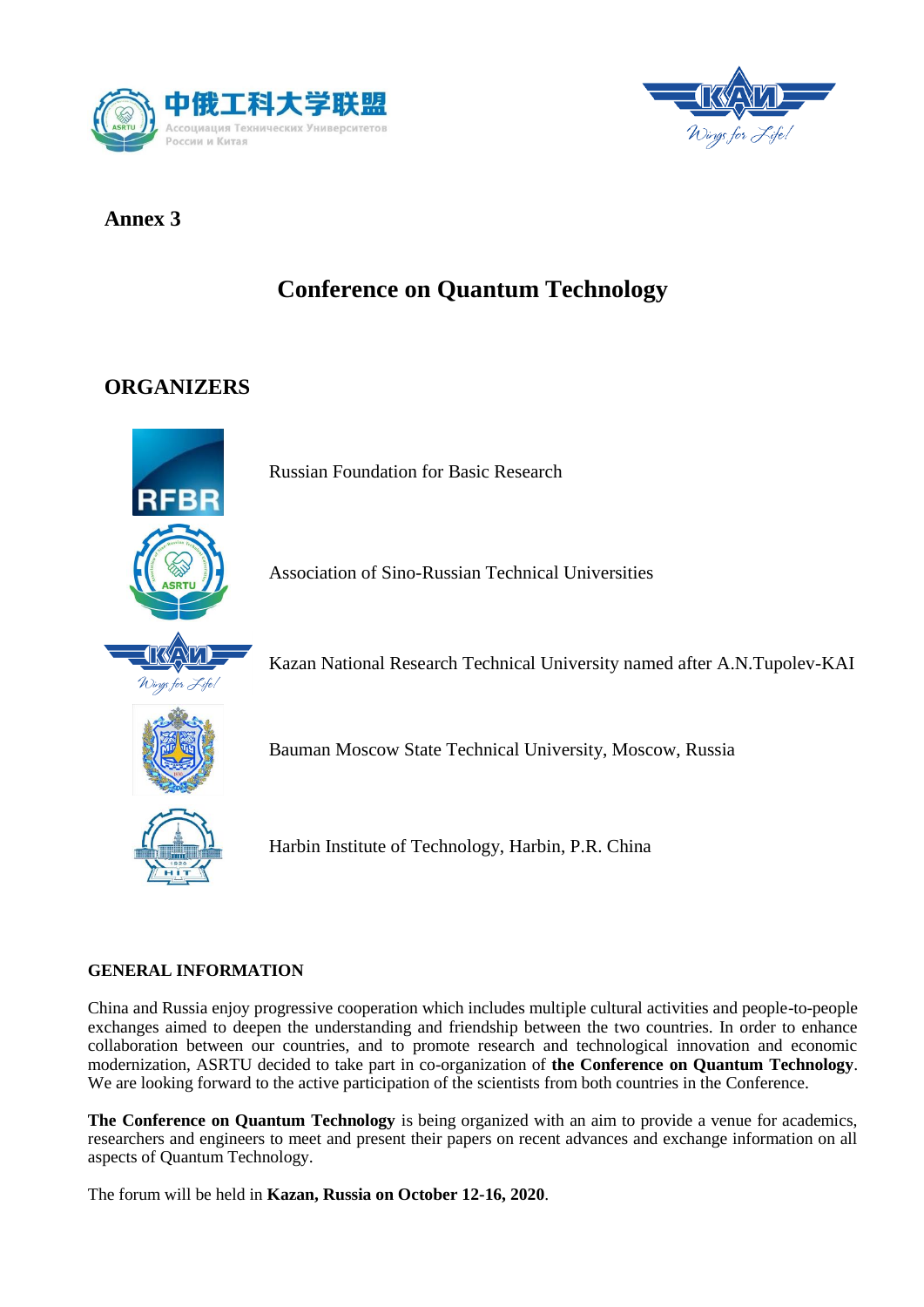# Annex 3

## Conference on Quantum Technology

## ORGANIZERS

Russian Foundation for Basic Research

Association of Sino-Russian Technical Universities

Kazan National Research Technical University named after A.N.Tupolev-KAI

Bauman Moscow State Technical University, Moscow, Russia

Harbin Institute of Technology, Harbin, P.R. China

### GENERAL INFORMATION

China and Russia enjoy progressive cooperation which includes multiple cultural activities and people-to-people exchanges aimed to deepen the understanding and friendship between the two countries. In order to enhance collaboration between our countries, and to promote research and technological innovation and economic modernization, ASRTU decided to take part in co-organization of **the Conference on Quantum Technology**. We are looking forward to the active participation of the scientists from both countries in the Conference.

**The Conference on Quantum Technology** is being organized with an aim to provide a venue for academics, researchers and engineers to meet and present their papers on recent advances and exchange information on all aspects of Quantum Technology.

The forum will be held in **Kazan, Russia on October 12-16, 2020**.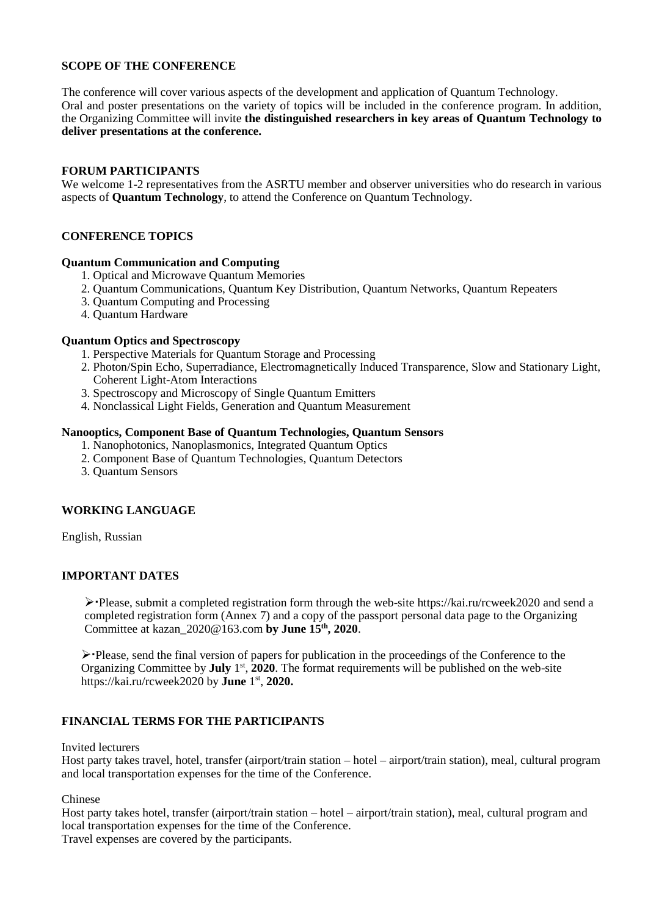## SCOPE OF THE CONFERENCE

The conference will cover various aspects of the development and application of Quantum Technology. Oral and poster presentations on the variety of topics will be included in the conference program. In addition, the Organizing Committee will invite **the distinguished researchers in key areas of Quantum Technology to deliver presentations at the conference.**

## FORUM PARTICIPANTS

We welcome 1-2 representatives from the ASRTU member and observer universities who do research in various aspects of **Quantum Technology**, to attend the Conference on Quantum Technology.

## CONFERENCE TOPICS

**Quantum Communication and Computing**

1. Optical and Microwave Quantum Memories
2. Quantum Communications, Quantum Key Distribution, Quantum Networks, Quantum Repeaters
3. Quantum Computing and Processing
4. Quantum Hardware

**Quantum Optics and Spectroscopy**

1. Perspective Materials for Quantum Storage and Processing
2. Photon/Spin Echo, Superradiance, Electromagnetically Induced Transparence, Slow and Stationary Light, Coherent Light-Atom Interactions
3. Spectroscopy and Microscopy of Single Quantum Emitters
4. Nonclassical Light Fields, Generation and Quantum Measurement

**Nanooptics, Component Base of Quantum Technologies, Quantum Sensors**

1. Nanophotonics, Nanoplasmonics, Integrated Quantum Optics
2. Component Base of Quantum Technologies, Quantum Detectors
3. Quantum Sensors

## WORKING LANGUAGE

English, Russian

## IMPORTANT DATES

- Please, submit a completed registration form through the web-site https://kai.ru/rcweek2020 and send a completed registration form (Annex 7) and a copy of the passport personal data page to the Organizing Committee at kazan_2020@163.com **by June 15th, 2020**.

- Please, send the final version of papers for publication in the proceedings of the Conference to the Organizing Committee by **July** 1st, **2020**. The format requirements will be published on the web-site https://kai.ru/rcweek2020 by **June** 1st, **2020.**

## FINANCIAL TERMS FOR THE PARTICIPANTS

Invited lecturers

Host party takes travel, hotel, transfer (airport/train station – hotel – airport/train station), meal, cultural program and local transportation expenses for the time of the Conference.

Chinese

Host party takes hotel, transfer (airport/train station – hotel – airport/train station), meal, cultural program and local transportation expenses for the time of the Conference.

Travel expenses are covered by the participants.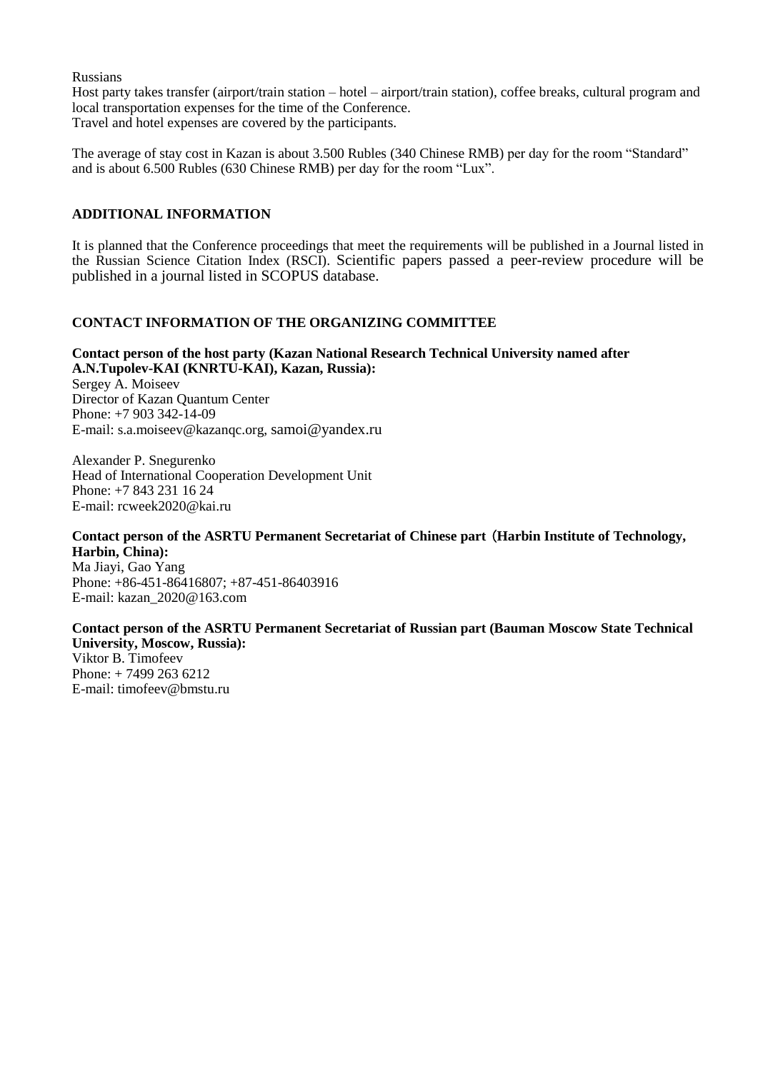Russians

Host party takes transfer (airport/train station – hotel – airport/train station), coffee breaks, cultural program and local transportation expenses for the time of the Conference.

Travel and hotel expenses are covered by the participants.

The average of stay cost in Kazan is about 3.500 Rubles (340 Chinese RMB) per day for the room "Standard" and is about 6.500 Rubles (630 Chinese RMB) per day for the room "Lux".

## ADDITIONAL INFORMATION

It is planned that the Conference proceedings that meet the requirements will be published in a Journal listed in the Russian Science Citation Index (RSCI). Scientific papers passed a peer-review procedure will be published in a journal listed in SCOPUS database.

## CONTACT INFORMATION OF THE ORGANIZING COMMITTEE

**Contact person of the host party (Kazan National Research Technical University named after A.N.Tupolev-KAI (KNRTU-KAI), Kazan, Russia):**

Sergey A. Moiseev
Director of Kazan Quantum Center
Phone: +7 903 342-14-09
E-mail: s.a.moiseev@kazanqc.org, samoi@yandex.ru

Alexander P. Snegurenko
Head of International Cooperation Development Unit
Phone: +7 843 231 16 24
E-mail: rcweek2020@kai.ru

**Contact person of the ASRTU Permanent Secretariat of Chinese part（Harbin Institute of Technology, Harbin, China):**

Ma Jiayi, Gao Yang
Phone: +86-451-86416807; +87-451-86403916
E-mail: kazan_2020@163.com

**Contact person of the ASRTU Permanent Secretariat of Russian part (Bauman Moscow State Technical University, Moscow, Russia):**

Viktor B. Timofeev
Phone: + 7499 263 6212
E-mail: timofeev@bmstu.ru